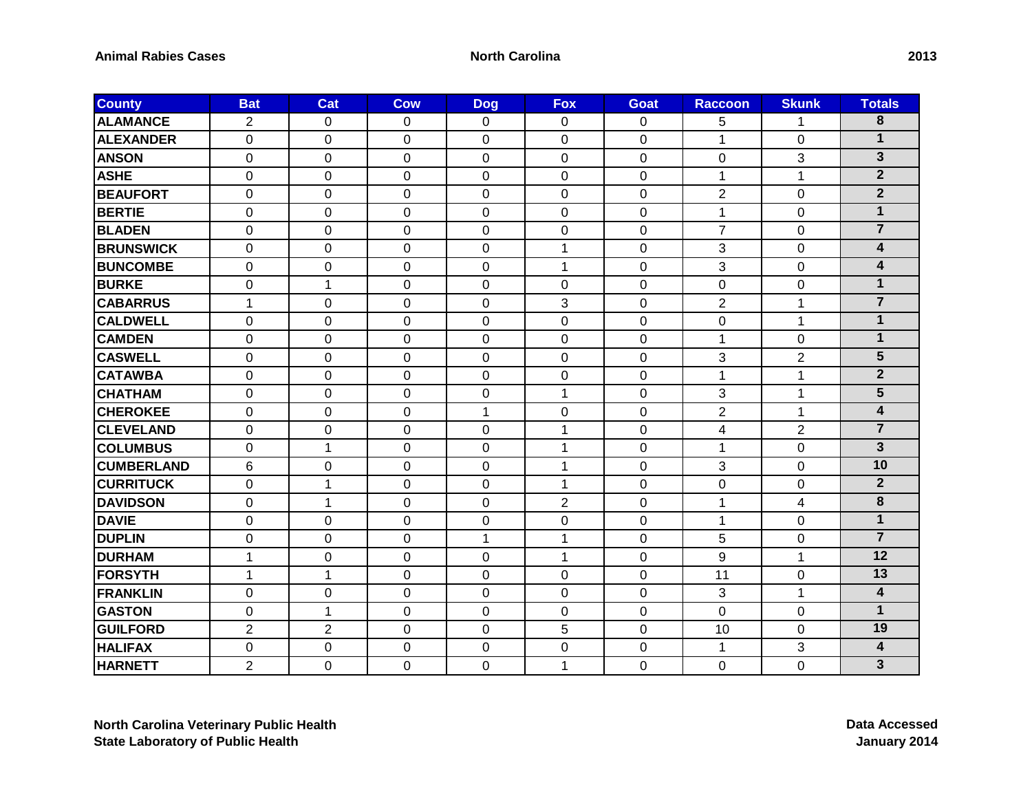**Animal Rabies Cases** **North Carolina** **2013**

| County | Bat | Cat | Cow | Dog | Fox | Goat | Raccoon | Skunk | Totals |
|---|---|---|---|---|---|---|---|---|---|
| ALAMANCE | 2 | 0 | 0 | 0 | 0 | 0 | 5 | 1 | 8 |
| ALEXANDER | 0 | 0 | 0 | 0 | 0 | 0 | 1 | 0 | 1 |
| ANSON | 0 | 0 | 0 | 0 | 0 | 0 | 0 | 3 | 3 |
| ASHE | 0 | 0 | 0 | 0 | 0 | 0 | 1 | 1 | 2 |
| BEAUFORT | 0 | 0 | 0 | 0 | 0 | 0 | 2 | 0 | 2 |
| BERTIE | 0 | 0 | 0 | 0 | 0 | 0 | 1 | 0 | 1 |
| BLADEN | 0 | 0 | 0 | 0 | 0 | 0 | 7 | 0 | 7 |
| BRUNSWICK | 0 | 0 | 0 | 0 | 1 | 0 | 3 | 0 | 4 |
| BUNCOMBE | 0 | 0 | 0 | 0 | 1 | 0 | 3 | 0 | 4 |
| BURKE | 0 | 1 | 0 | 0 | 0 | 0 | 0 | 0 | 1 |
| CABARRUS | 1 | 0 | 0 | 0 | 3 | 0 | 2 | 1 | 7 |
| CALDWELL | 0 | 0 | 0 | 0 | 0 | 0 | 0 | 1 | 1 |
| CAMDEN | 0 | 0 | 0 | 0 | 0 | 0 | 1 | 0 | 1 |
| CASWELL | 0 | 0 | 0 | 0 | 0 | 0 | 3 | 2 | 5 |
| CATAWBA | 0 | 0 | 0 | 0 | 0 | 0 | 1 | 1 | 2 |
| CHATHAM | 0 | 0 | 0 | 0 | 1 | 0 | 3 | 1 | 5 |
| CHEROKEE | 0 | 0 | 0 | 1 | 0 | 0 | 2 | 1 | 4 |
| CLEVELAND | 0 | 0 | 0 | 0 | 1 | 0 | 4 | 2 | 7 |
| COLUMBUS | 0 | 1 | 0 | 0 | 1 | 0 | 1 | 0 | 3 |
| CUMBERLAND | 6 | 0 | 0 | 0 | 1 | 0 | 3 | 0 | 10 |
| CURRITUCK | 0 | 1 | 0 | 0 | 1 | 0 | 0 | 0 | 2 |
| DAVIDSON | 0 | 1 | 0 | 0 | 2 | 0 | 1 | 4 | 8 |
| DAVIE | 0 | 0 | 0 | 0 | 0 | 0 | 1 | 0 | 1 |
| DUPLIN | 0 | 0 | 0 | 1 | 1 | 0 | 5 | 0 | 7 |
| DURHAM | 1 | 0 | 0 | 0 | 1 | 0 | 9 | 1 | 12 |
| FORSYTH | 1 | 1 | 0 | 0 | 0 | 0 | 11 | 0 | 13 |
| FRANKLIN | 0 | 0 | 0 | 0 | 0 | 0 | 3 | 1 | 4 |
| GASTON | 0 | 1 | 0 | 0 | 0 | 0 | 0 | 0 | 1 |
| GUILFORD | 2 | 2 | 0 | 0 | 5 | 0 | 10 | 0 | 19 |
| HALIFAX | 0 | 0 | 0 | 0 | 0 | 0 | 1 | 3 | 4 |
| HARNETT | 2 | 0 | 0 | 0 | 1 | 0 | 0 | 0 | 3 |

**North Carolina Veterinary Public Health**
**State Laboratory of Public Health**

**Data Accessed**
**January 2014**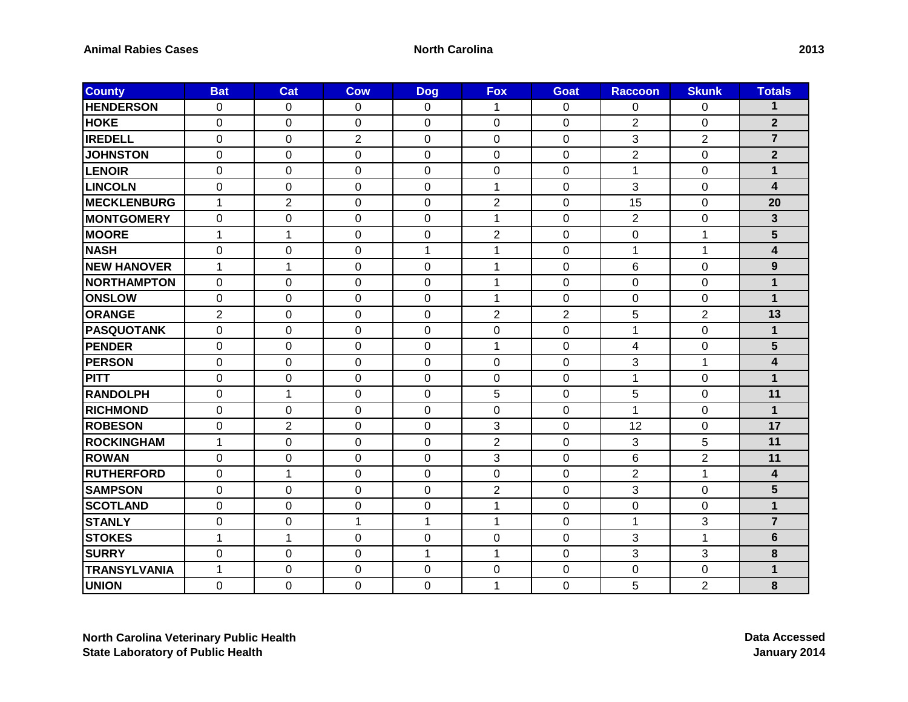**Animal Rabies Cases** **North Carolina** **2013**

| County | Bat | Cat | Cow | Dog | Fox | Goat | Raccoon | Skunk | Totals |
|---|---|---|---|---|---|---|---|---|---|
| HENDERSON | 0 | 0 | 0 | 0 | 1 | 0 | 0 | 0 | **1** |
| HOKE | 0 | 0 | 0 | 0 | 0 | 0 | 2 | 0 | **2** |
| IREDELL | 0 | 0 | 2 | 0 | 0 | 0 | 3 | 2 | **7** |
| JOHNSTON | 0 | 0 | 0 | 0 | 0 | 0 | 2 | 0 | **2** |
| LENOIR | 0 | 0 | 0 | 0 | 0 | 0 | 1 | 0 | **1** |
| LINCOLN | 0 | 0 | 0 | 0 | 1 | 0 | 3 | 0 | **4** |
| MECKLENBURG | 1 | 2 | 0 | 0 | 2 | 0 | 15 | 0 | **20** |
| MONTGOMERY | 0 | 0 | 0 | 0 | 1 | 0 | 2 | 0 | **3** |
| MOORE | 1 | 1 | 0 | 0 | 2 | 0 | 0 | 1 | **5** |
| NASH | 0 | 0 | 0 | 1 | 1 | 0 | 1 | 1 | **4** |
| NEW HANOVER | 1 | 1 | 0 | 0 | 1 | 0 | 6 | 0 | **9** |
| NORTHAMPTON | 0 | 0 | 0 | 0 | 1 | 0 | 0 | 0 | **1** |
| ONSLOW | 0 | 0 | 0 | 0 | 1 | 0 | 0 | 0 | **1** |
| ORANGE | 2 | 0 | 0 | 0 | 2 | 2 | 5 | 2 | **13** |
| PASQUOTANK | 0 | 0 | 0 | 0 | 0 | 0 | 1 | 0 | **1** |
| PENDER | 0 | 0 | 0 | 0 | 1 | 0 | 4 | 0 | **5** |
| PERSON | 0 | 0 | 0 | 0 | 0 | 0 | 3 | 1 | **4** |
| PITT | 0 | 0 | 0 | 0 | 0 | 0 | 1 | 0 | **1** |
| RANDOLPH | 0 | 1 | 0 | 0 | 5 | 0 | 5 | 0 | **11** |
| RICHMOND | 0 | 0 | 0 | 0 | 0 | 0 | 1 | 0 | **1** |
| ROBESON | 0 | 2 | 0 | 0 | 3 | 0 | 12 | 0 | **17** |
| ROCKINGHAM | 1 | 0 | 0 | 0 | 2 | 0 | 3 | 5 | **11** |
| ROWAN | 0 | 0 | 0 | 0 | 3 | 0 | 6 | 2 | **11** |
| RUTHERFORD | 0 | 1 | 0 | 0 | 0 | 0 | 2 | 1 | **4** |
| SAMPSON | 0 | 0 | 0 | 0 | 2 | 0 | 3 | 0 | **5** |
| SCOTLAND | 0 | 0 | 0 | 0 | 1 | 0 | 0 | 0 | **1** |
| STANLY | 0 | 0 | 1 | 1 | 1 | 0 | 1 | 3 | **7** |
| STOKES | 1 | 1 | 0 | 0 | 0 | 0 | 3 | 1 | **6** |
| SURRY | 0 | 0 | 0 | 1 | 1 | 0 | 3 | 3 | **8** |
| TRANSYLVANIA | 1 | 0 | 0 | 0 | 0 | 0 | 0 | 0 | **1** |
| UNION | 0 | 0 | 0 | 0 | 1 | 0 | 5 | 2 | **8** |

**North Carolina Veterinary Public Health**
**State Laboratory of Public Health**

**Data Accessed**
**January 2014**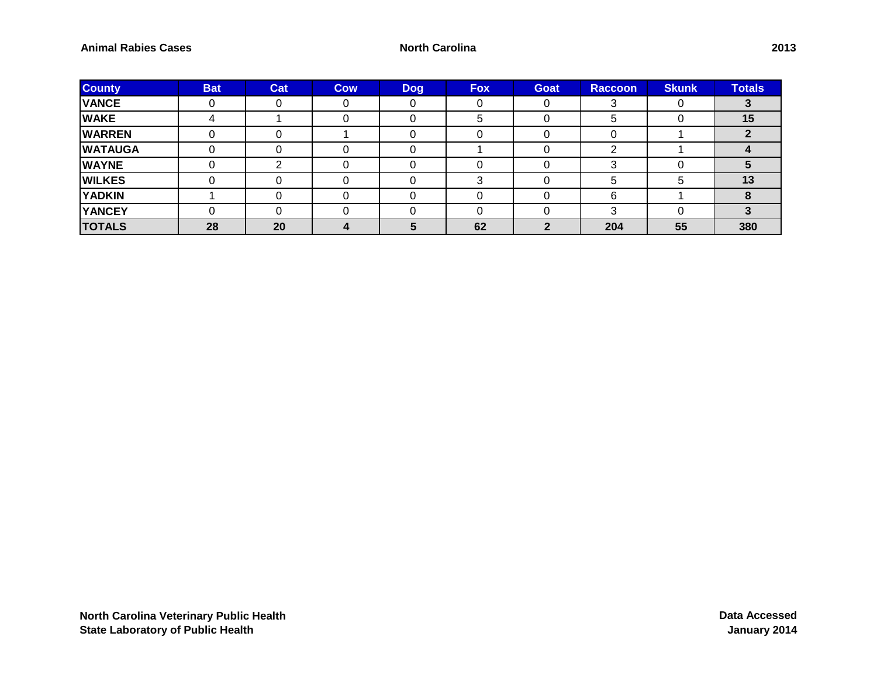**Animal Rabies Cases** **North Carolina** **2013**

| County | Bat | Cat | Cow | Dog | Fox | Goat | Raccoon | Skunk | Totals |
|---|---|---|---|---|---|---|---|---|---|
| VANCE | 0 | 0 | 0 | 0 | 0 | 0 | 3 | 0 | **3** |
| WAKE | 4 | 1 | 0 | 0 | 5 | 0 | 5 | 0 | **15** |
| WARREN | 0 | 0 | 1 | 0 | 0 | 0 | 0 | 1 | **2** |
| WATAUGA | 0 | 0 | 0 | 0 | 1 | 0 | 2 | 1 | **4** |
| WAYNE | 0 | 2 | 0 | 0 | 0 | 0 | 3 | 0 | **5** |
| WILKES | 0 | 0 | 0 | 0 | 3 | 0 | 5 | 5 | **13** |
| YADKIN | 1 | 0 | 0 | 0 | 0 | 0 | 6 | 1 | **8** |
| YANCEY | 0 | 0 | 0 | 0 | 0 | 0 | 3 | 0 | **3** |
| **TOTALS** | **28** | **20** | **4** | **5** | **62** | **2** | **204** | **55** | **380** |

**North Carolina Veterinary Public Health**
**State Laboratory of Public Health**

**Data Accessed**
**January 2014**